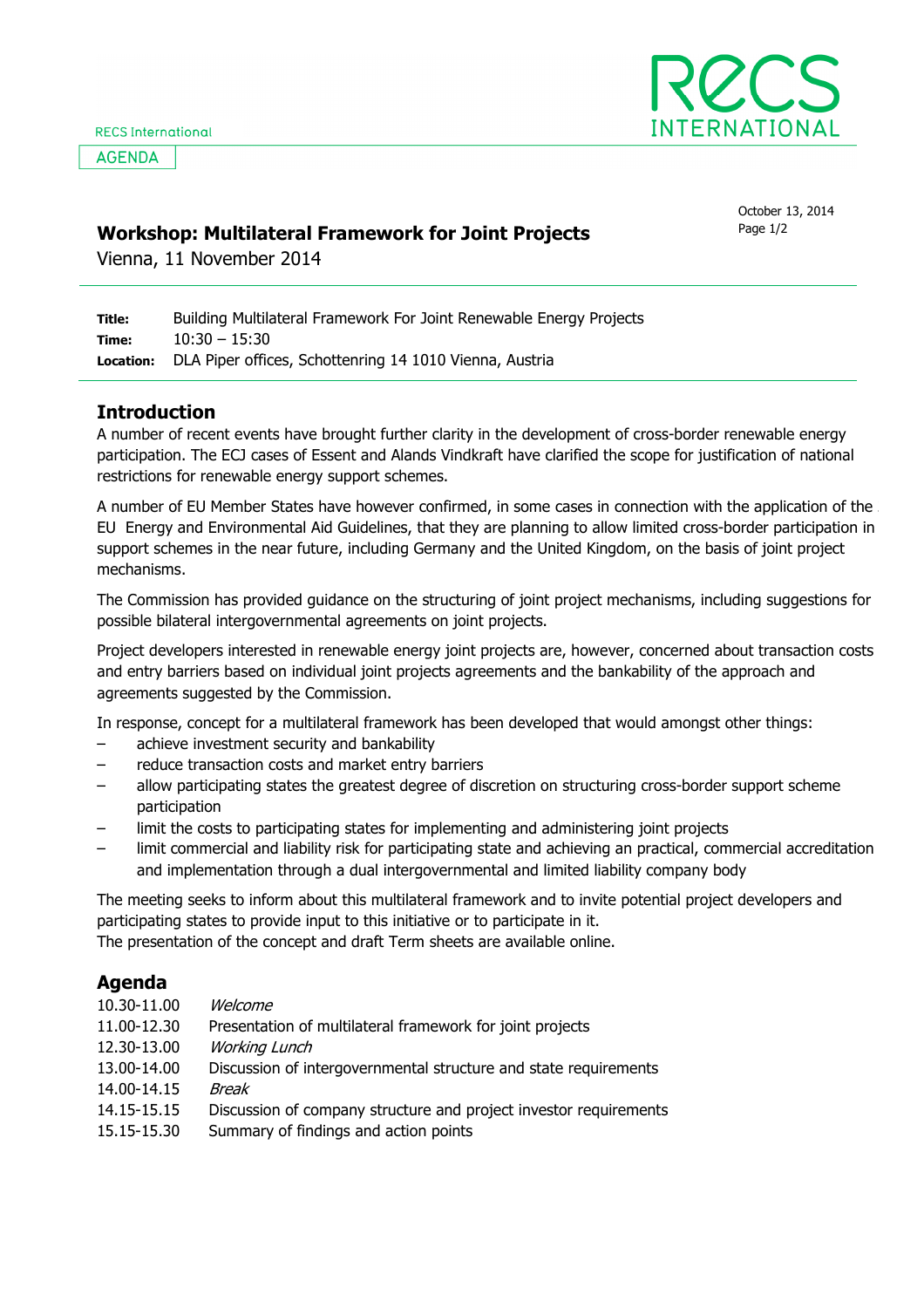RECS International

AGENDA

October 13, 2014

# Workshop: Multilateral Framework for Joint Projects

Vienna, 11 November 2014

**Title:** Building Multilateral Framework For Joint Renewable Energy Projects
**Time:** 10:30 – 15:30
**Location:** DLA Piper offices, Schottenring 14 1010 Vienna, Austria

## Introduction

A number of recent events have brought further clarity in the development of cross-border renewable energy participation. The ECJ cases of Essent and Alands Vindkraft have clarified the scope for justification of national restrictions for renewable energy support schemes.

A number of EU Member States have however confirmed, in some cases in connection with the application of the EU Energy and Environmental Aid Guidelines, that they are planning to allow limited cross-border participation in support schemes in the near future, including Germany and the United Kingdom, on the basis of joint project mechanisms.

The Commission has provided guidance on the structuring of joint project mechanisms, including suggestions for possible bilateral intergovernmental agreements on joint projects.

Project developers interested in renewable energy joint projects are, however, concerned about transaction costs and entry barriers based on individual joint projects agreements and the bankability of the approach and agreements suggested by the Commission.

In response, concept for a multilateral framework has been developed that would amongst other things:

- achieve investment security and bankability
- reduce transaction costs and market entry barriers
- allow participating states the greatest degree of discretion on structuring cross-border support scheme participation
- limit the costs to participating states for implementing and administering joint projects
- limit commercial and liability risk for participating state and achieving an practical, commercial accreditation and implementation through a dual intergovernmental and limited liability company body

The meeting seeks to inform about this multilateral framework and to invite potential project developers and participating states to provide input to this initiative or to participate in it.
The presentation of the concept and draft Term sheets are available online.

## Agenda

| | |
|---|---|
| 10.30-11.00 | *Welcome* |
| 11.00-12.30 | Presentation of multilateral framework for joint projects |
| 12.30-13.00 | *Working Lunch* |
| 13.00-14.00 | Discussion of intergovernmental structure and state requirements |
| 14.00-14.15 | *Break* |
| 14.15-15.15 | Discussion of company structure and project investor requirements |
| 15.15-15.30 | Summary of findings and action points |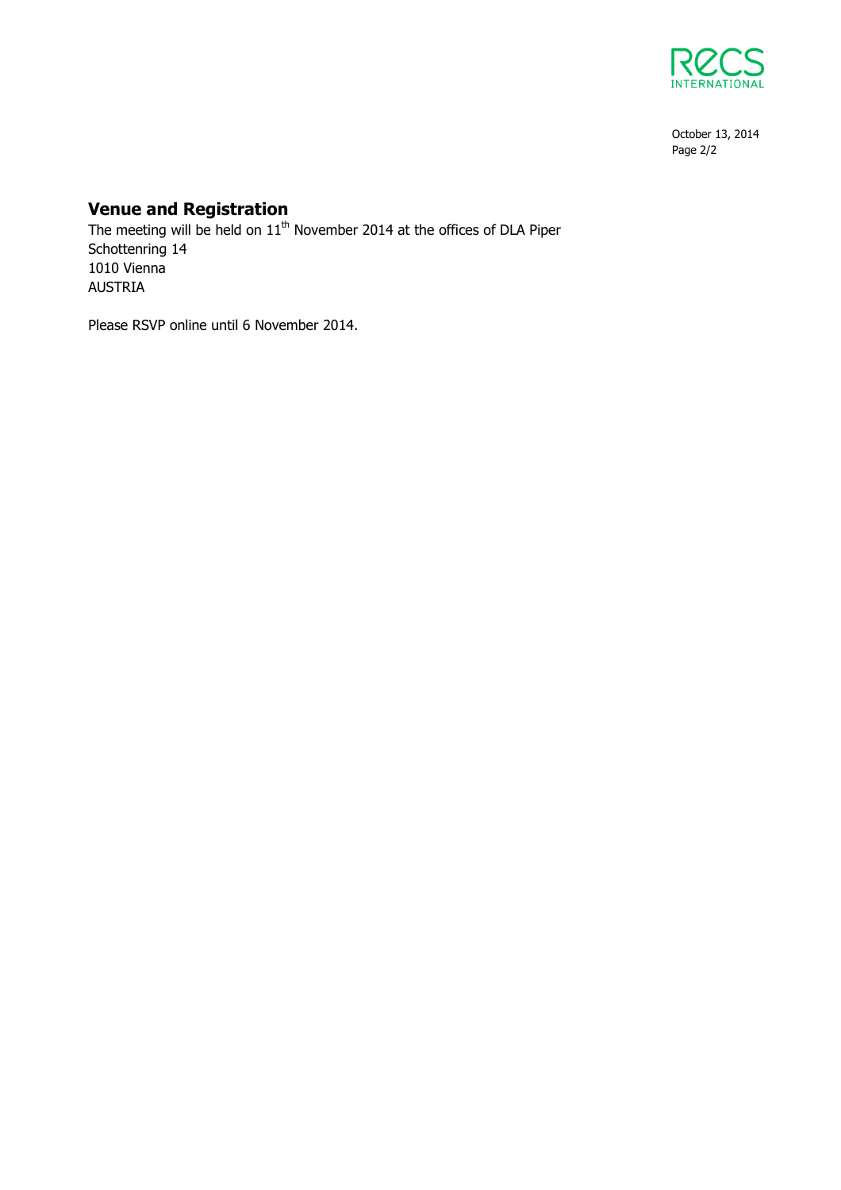## Venue and Registration

The meeting will be held on 11th November 2014 at the offices of DLA Piper
Schottenring 14
1010 Vienna
AUSTRIA

Please RSVP online until 6 November 2014.